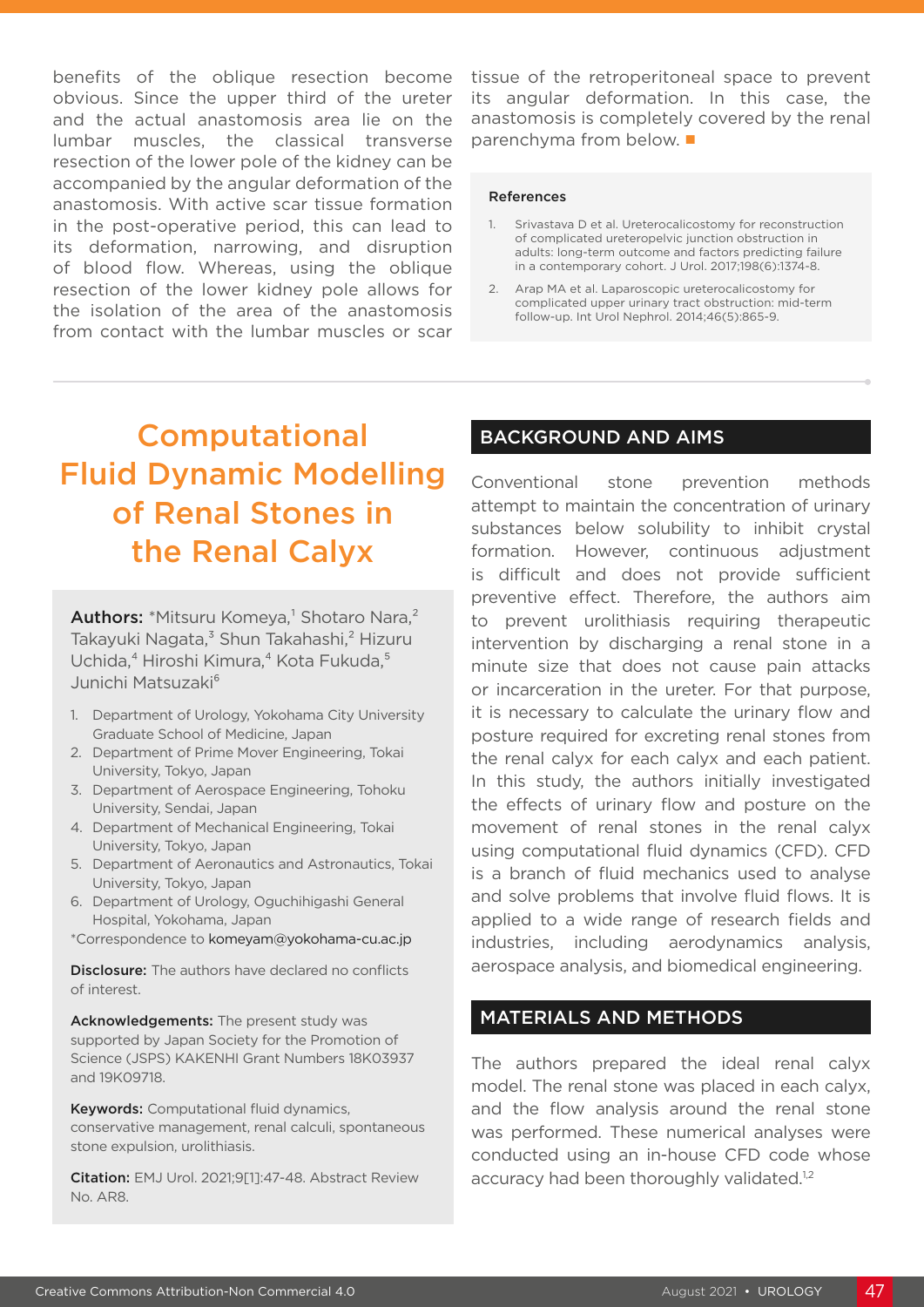benefits of the oblique resection become obvious. Since the upper third of the ureter and the actual anastomosis area lie on the lumbar muscles, the classical transverse resection of the lower pole of the kidney can be accompanied by the angular deformation of the anastomosis. With active scar tissue formation in the post-operative period, this can lead to its deformation, narrowing, and disruption of blood flow. Whereas, using the oblique resection of the lower kidney pole allows for the isolation of the area of the anastomosis from contact with the lumbar muscles or scar tissue of the retroperitoneal space to prevent its angular deformation. In this case, the anastomosis is completely covered by the renal parenchyma from below. ■

### References

1. Srivastava D et al. Ureterocalicostomy for reconstruction of complicated ureteropelvic junction obstruction in adults: long-term outcome and factors predicting failure in a contemporary cohort. J Urol. 2017;198(6):1374-8.
2. Arap MA et al. Laparoscopic ureterocalicostomy for complicated upper urinary tract obstruction: mid-term follow-up. Int Urol Nephrol. 2014;46(5):865-9.

---

# Computational Fluid Dynamic Modelling of Renal Stones in the Renal Calyx

**Authors:** *Mitsuru Komeya,[1] Shotaro Nara,[2] Takayuki Nagata,[3] Shun Takahashi,[2] Hizuru Uchida,[4] Hiroshi Kimura,[4] Kota Fukuda,[5] Junichi Matsuzaki[6]

1. Department of Urology, Yokohama City University Graduate School of Medicine, Japan
2. Department of Prime Mover Engineering, Tokai University, Tokyo, Japan
3. Department of Aerospace Engineering, Tohoku University, Sendai, Japan
4. Department of Mechanical Engineering, Tokai University, Tokyo, Japan
5. Department of Aeronautics and Astronautics, Tokai University, Tokyo, Japan
6. Department of Urology, Oguchihigashi General Hospital, Yokohama, Japan

*Correspondence to komeyam@yokohama-cu.ac.jp

**Disclosure:** The authors have declared no conflicts of interest.

**Acknowledgements:** The present study was supported by Japan Society for the Promotion of Science (JSPS) KAKENHI Grant Numbers 18K03937 and 19K09718.

**Keywords:** Computational fluid dynamics, conservative management, renal calculi, spontaneous stone expulsion, urolithiasis.

**Citation:** EMJ Urol. 2021;9[1]:47-48. Abstract Review No. AR8.

## BACKGROUND AND AIMS

Conventional stone prevention methods attempt to maintain the concentration of urinary substances below solubility to inhibit crystal formation. However, continuous adjustment is difficult and does not provide sufficient preventive effect. Therefore, the authors aim to prevent urolithiasis requiring therapeutic intervention by discharging a renal stone in a minute size that does not cause pain attacks or incarceration in the ureter. For that purpose, it is necessary to calculate the urinary flow and posture required for excreting renal stones from the renal calyx for each calyx and each patient. In this study, the authors initially investigated the effects of urinary flow and posture on the movement of renal stones in the renal calyx using computational fluid dynamics (CFD). CFD is a branch of fluid mechanics used to analyse and solve problems that involve fluid flows. It is applied to a wide range of research fields and industries, including aerodynamics analysis, aerospace analysis, and biomedical engineering.

## MATERIALS AND METHODS

The authors prepared the ideal renal calyx model. The renal stone was placed in each calyx, and the flow analysis around the renal stone was performed. These numerical analyses were conducted using an in-house CFD code whose accuracy had been thoroughly validated.[1,2]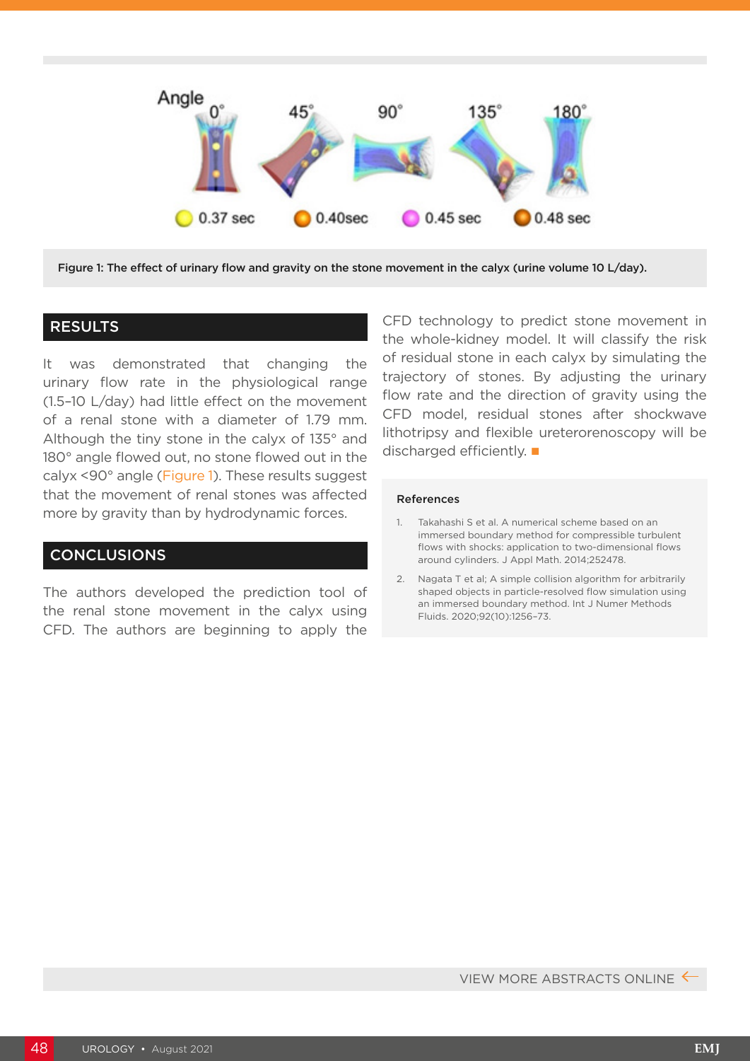Angle
0°
45°
90°
135°
180°
0.37 sec
0.40sec
0.45 sec
0.48 sec

Figure 1: The effect of urinary flow and gravity on the stone movement in the calyx (urine volume 10 L/day).

## RESULTS

It was demonstrated that changing the urinary flow rate in the physiological range (1.5–10 L/day) had little effect on the movement of a renal stone with a diameter of 1.79 mm. Although the tiny stone in the calyx of 135° and 180° angle flowed out, no stone flowed out in the calyx <90° angle (Figure 1). These results suggest that the movement of renal stones was affected more by gravity than by hydrodynamic forces.

## CONCLUSIONS

The authors developed the prediction tool of the renal stone movement in the calyx using CFD. The authors are beginning to apply the CFD technology to predict stone movement in the whole-kidney model. It will classify the risk of residual stone in each calyx by simulating the trajectory of stones. By adjusting the urinary flow rate and the direction of gravity using the CFD model, residual stones after shockwave lithotripsy and flexible ureterorenoscopy will be discharged efficiently. ■

### References

1. Takahashi S et al. A numerical scheme based on an immersed boundary method for compressible turbulent flows with shocks: application to two-dimensional flows around cylinders. J Appl Math. 2014;252478.
2. Nagata T et al; A simple collision algorithm for arbitrarily shaped objects in particle-resolved flow simulation using an immersed boundary method. Int J Numer Methods Fluids. 2020;92(10):1256-73.

VIEW MORE ABSTRACTS ONLINE ←